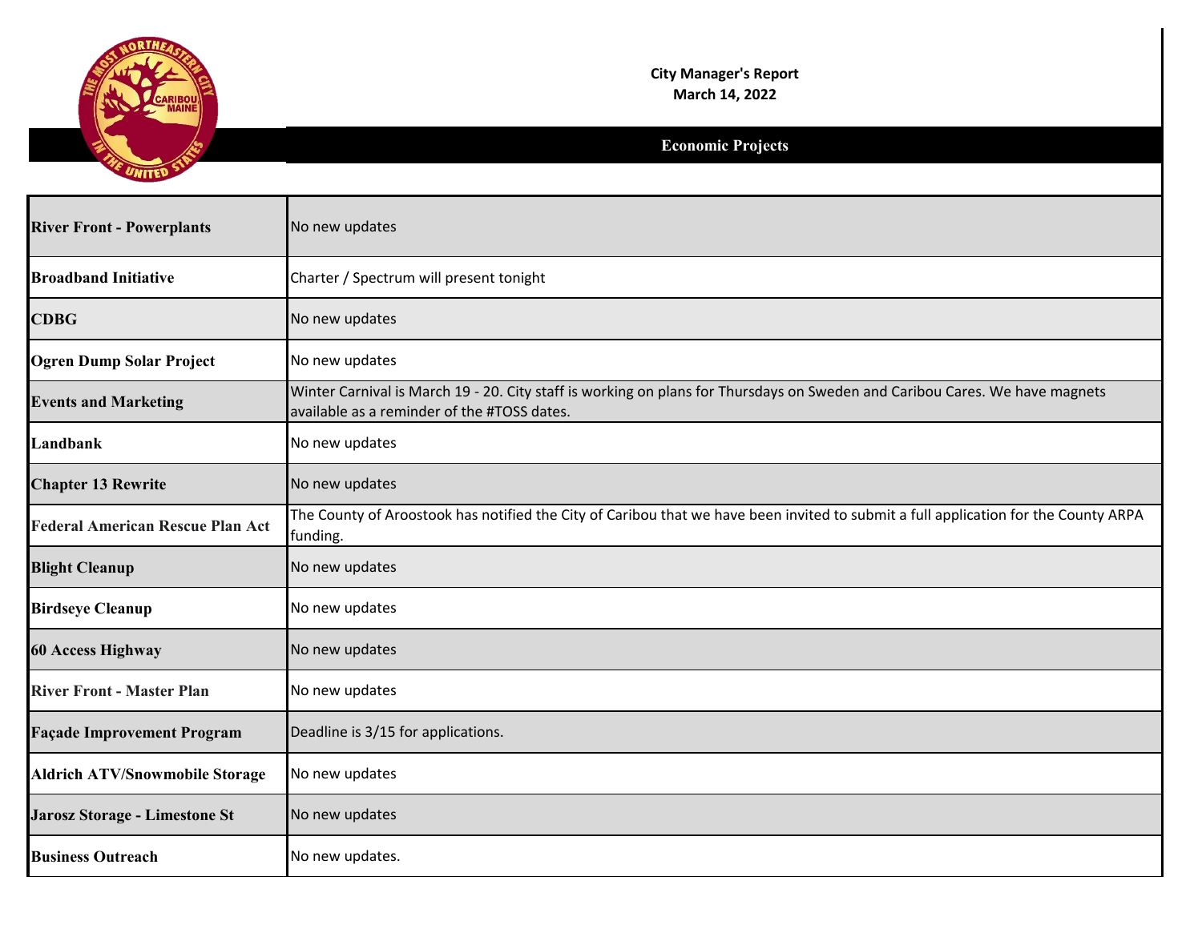**City Manager's Report**
**March 14, 2022**

## Economic Projects

| | |
|---|---|
| **River Front - Powerplants** | No new updates |
| **Broadband Initiative** | Charter / Spectrum will present tonight |
| **CDBG** | No new updates |
| **Ogren Dump Solar Project** | No new updates |
| **Events and Marketing** | Winter Carnival is March 19 - 20. City staff is working on plans for Thursdays on Sweden and Caribou Cares. We have magnets available as a reminder of the #TOSS dates. |
| **Landbank** | No new updates |
| **Chapter 13 Rewrite** | No new updates |
| **Federal American Rescue Plan Act** | The County of Aroostook has notified the City of Caribou that we have been invited to submit a full application for the County ARPA funding. |
| **Blight Cleanup** | No new updates |
| **Birdseye Cleanup** | No new updates |
| **60 Access Highway** | No new updates |
| **River Front - Master Plan** | No new updates |
| **Façade Improvement Program** | Deadline is 3/15 for applications. |
| **Aldrich ATV/Snowmobile Storage** | No new updates |
| **Jarosz Storage - Limestone St** | No new updates |
| **Business Outreach** | No new updates. |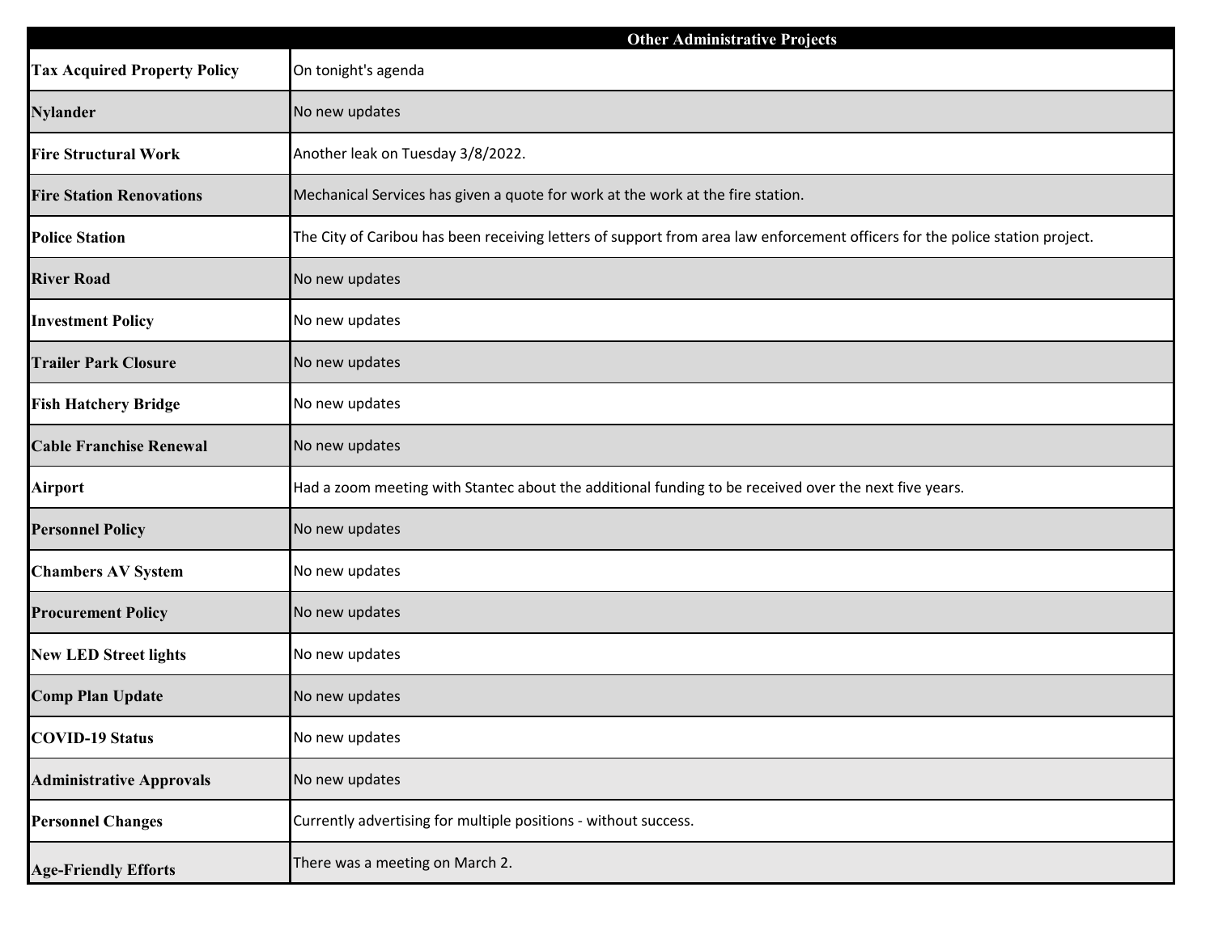| Other Administrative Projects | |
|---|---|
| **Tax Acquired Property Policy** | On tonight's agenda |
| **Nylander** | No new updates |
| **Fire Structural Work** | Another leak on Tuesday 3/8/2022. |
| **Fire Station Renovations** | Mechanical Services has given a quote for work at the work at the fire station. |
| **Police Station** | The City of Caribou has been receiving letters of support from area law enforcement officers for the police station project. |
| **River Road** | No new updates |
| **Investment Policy** | No new updates |
| **Trailer Park Closure** | No new updates |
| **Fish Hatchery Bridge** | No new updates |
| **Cable Franchise Renewal** | No new updates |
| **Airport** | Had a zoom meeting with Stantec about the additional funding to be received over the next five years. |
| **Personnel Policy** | No new updates |
| **Chambers AV System** | No new updates |
| **Procurement Policy** | No new updates |
| **New LED Street lights** | No new updates |
| **Comp Plan Update** | No new updates |
| **COVID-19 Status** | No new updates |
| **Administrative Approvals** | No new updates |
| **Personnel Changes** | Currently advertising for multiple positions - without success. |
| **Age-Friendly Efforts** | There was a meeting on March 2. |